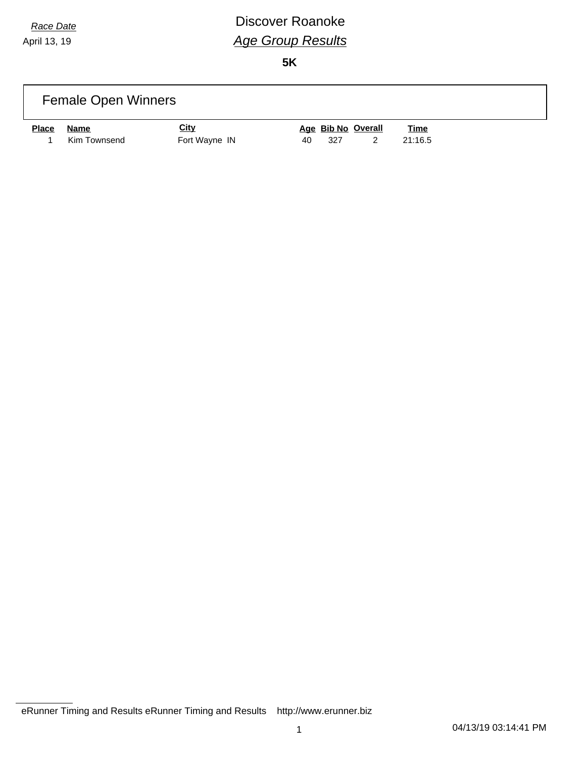*Race Date*

April 13, 19

# Discover Roanoke

## *Age Group Results*

**5K**

### Female Open Winners

| Place | Name | City | Age | Bib No | Overall | Time |
|---|---|---|---|---|---|---|
| 1 | Kim Townsend | Fort Wayne IN | 40 | 327 | 2 | 21:16.5 |

eRunner Timing and Results eRunner Timing and Results http://www.erunner.biz

04/13/19 03:14:41 PM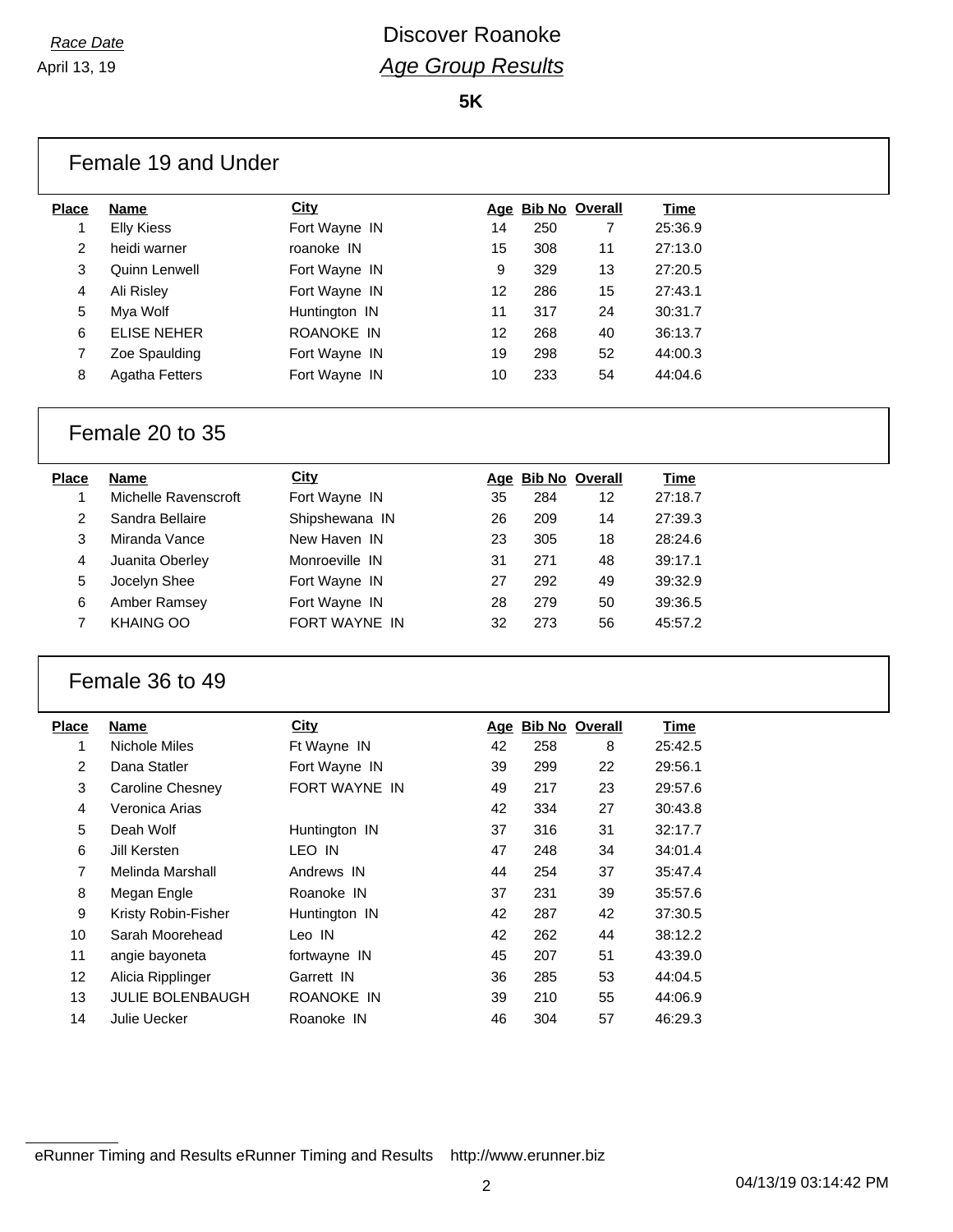*Race Date*
April 13, 19

# Discover Roanoke
## *Age Group Results*

**5K**

### Female 19 and Under

| Place | Name | City | Age | Bib No | Overall | Time |
|---|---|---|---|---|---|---|
| 1 | Elly Kiess | Fort Wayne IN | 14 | 250 | 7 | 25:36.9 |
| 2 | heidi warner | roanoke IN | 15 | 308 | 11 | 27:13.0 |
| 3 | Quinn Lenwell | Fort Wayne IN | 9 | 329 | 13 | 27:20.5 |
| 4 | Ali Risley | Fort Wayne IN | 12 | 286 | 15 | 27:43.1 |
| 5 | Mya Wolf | Huntington IN | 11 | 317 | 24 | 30:31.7 |
| 6 | ELISE NEHER | ROANOKE IN | 12 | 268 | 40 | 36:13.7 |
| 7 | Zoe Spaulding | Fort Wayne IN | 19 | 298 | 52 | 44:00.3 |
| 8 | Agatha Fetters | Fort Wayne IN | 10 | 233 | 54 | 44:04.6 |

### Female 20 to 35

| Place | Name | City | Age | Bib No | Overall | Time |
|---|---|---|---|---|---|---|
| 1 | Michelle Ravenscroft | Fort Wayne IN | 35 | 284 | 12 | 27:18.7 |
| 2 | Sandra Bellaire | Shipshewana IN | 26 | 209 | 14 | 27:39.3 |
| 3 | Miranda Vance | New Haven IN | 23 | 305 | 18 | 28:24.6 |
| 4 | Juanita Oberley | Monroeville IN | 31 | 271 | 48 | 39:17.1 |
| 5 | Jocelyn Shee | Fort Wayne IN | 27 | 292 | 49 | 39:32.9 |
| 6 | Amber Ramsey | Fort Wayne IN | 28 | 279 | 50 | 39:36.5 |
| 7 | KHAING OO | FORT WAYNE IN | 32 | 273 | 56 | 45:57.2 |

### Female 36 to 49

| Place | Name | City | Age | Bib No | Overall | Time |
|---|---|---|---|---|---|---|
| 1 | Nichole Miles | Ft Wayne IN | 42 | 258 | 8 | 25:42.5 |
| 2 | Dana Statler | Fort Wayne IN | 39 | 299 | 22 | 29:56.1 |
| 3 | Caroline Chesney | FORT WAYNE IN | 49 | 217 | 23 | 29:57.6 |
| 4 | Veronica Arias | | 42 | 334 | 27 | 30:43.8 |
| 5 | Deah Wolf | Huntington IN | 37 | 316 | 31 | 32:17.7 |
| 6 | Jill Kersten | LEO IN | 47 | 248 | 34 | 34:01.4 |
| 7 | Melinda Marshall | Andrews IN | 44 | 254 | 37 | 35:47.4 |
| 8 | Megan Engle | Roanoke IN | 37 | 231 | 39 | 35:57.6 |
| 9 | Kristy Robin-Fisher | Huntington IN | 42 | 287 | 42 | 37:30.5 |
| 10 | Sarah Moorehead | Leo IN | 42 | 262 | 44 | 38:12.2 |
| 11 | angie bayoneta | fortwayne IN | 45 | 207 | 51 | 43:39.0 |
| 12 | Alicia Ripplinger | Garrett IN | 36 | 285 | 53 | 44:04.5 |
| 13 | JULIE BOLENBAUGH | ROANOKE IN | 39 | 210 | 55 | 44:06.9 |
| 14 | Julie Uecker | Roanoke IN | 46 | 304 | 57 | 46:29.3 |

eRunner Timing and Results eRunner Timing and Results http://www.erunner.biz

04/13/19 03:14:42 PM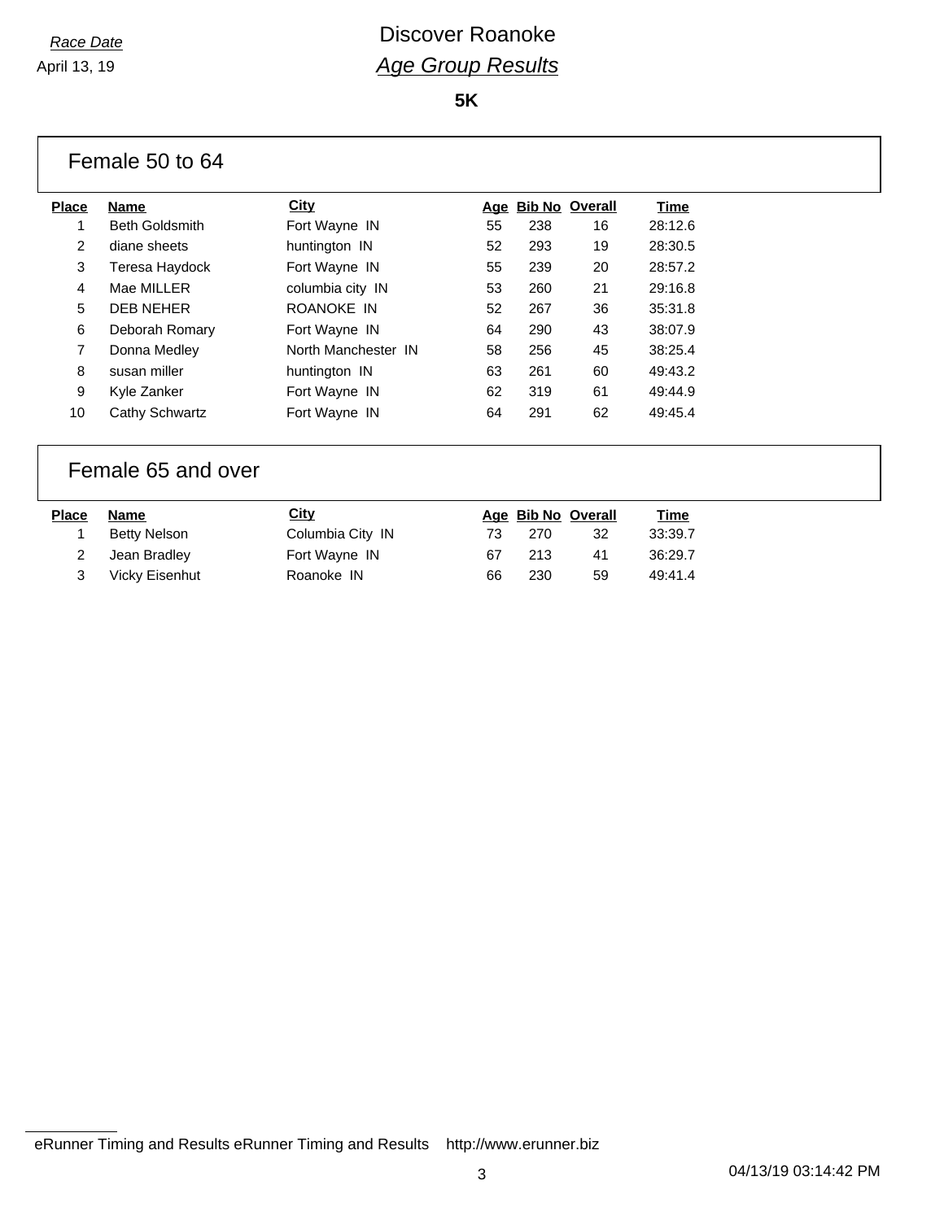*Race Date*
April 13, 19

# Discover Roanoke
## *Age Group Results*

**5K**

### Female 50 to 64

| Place | Name | City | Age | Bib No | Overall | Time |
|---|---|---|---|---|---|---|
| 1 | Beth Goldsmith | Fort Wayne IN | 55 | 238 | 16 | 28:12.6 |
| 2 | diane sheets | huntington IN | 52 | 293 | 19 | 28:30.5 |
| 3 | Teresa Haydock | Fort Wayne IN | 55 | 239 | 20 | 28:57.2 |
| 4 | Mae MILLER | columbia city IN | 53 | 260 | 21 | 29:16.8 |
| 5 | DEB NEHER | ROANOKE IN | 52 | 267 | 36 | 35:31.8 |
| 6 | Deborah Romary | Fort Wayne IN | 64 | 290 | 43 | 38:07.9 |
| 7 | Donna Medley | North Manchester IN | 58 | 256 | 45 | 38:25.4 |
| 8 | susan miller | huntington IN | 63 | 261 | 60 | 49:43.2 |
| 9 | Kyle Zanker | Fort Wayne IN | 62 | 319 | 61 | 49:44.9 |
| 10 | Cathy Schwartz | Fort Wayne IN | 64 | 291 | 62 | 49:45.4 |

### Female 65 and over

| Place | Name | City | Age | Bib No | Overall | Time |
|---|---|---|---|---|---|---|
| 1 | Betty Nelson | Columbia City IN | 73 | 270 | 32 | 33:39.7 |
| 2 | Jean Bradley | Fort Wayne IN | 67 | 213 | 41 | 36:29.7 |
| 3 | Vicky Eisenhut | Roanoke IN | 66 | 230 | 59 | 49:41.4 |

eRunner Timing and Results eRunner Timing and Results http://www.erunner.biz

04/13/19 03:14:42 PM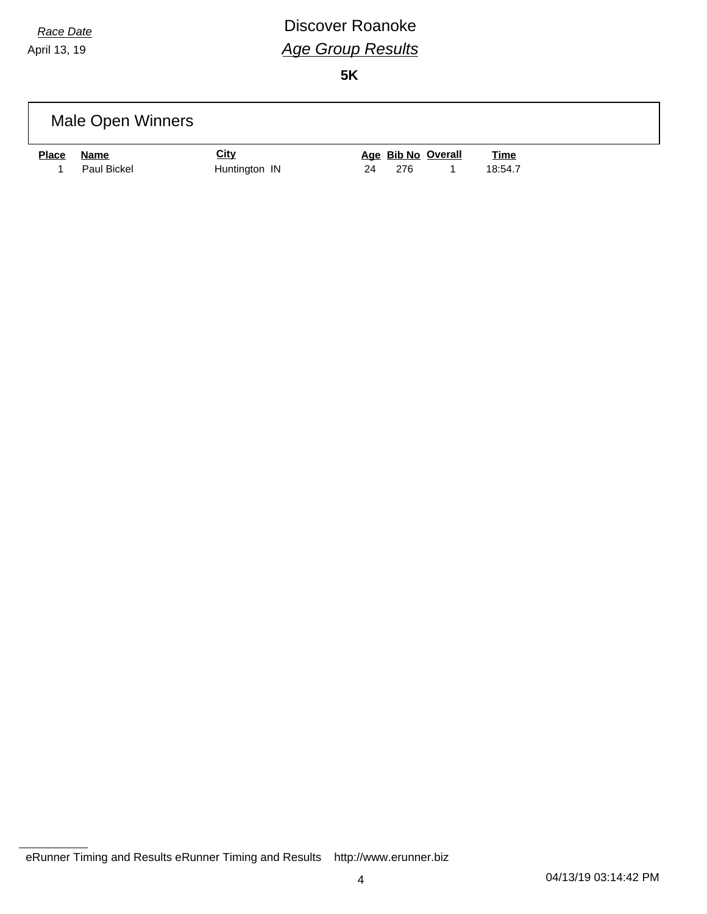*Race Date*
April 13, 19

# Discover Roanoke

## *Age Group Results*

**5K**

### Male Open Winners

| Place | Name | City | Age | Bib No | Overall | Time |
|---|---|---|---|---|---|---|
| 1 | Paul Bickel | Huntington IN | 24 | 276 | 1 | 18:54.7 |

eRunner Timing and Results eRunner Timing and Results http://www.erunner.biz

04/13/19 03:14:42 PM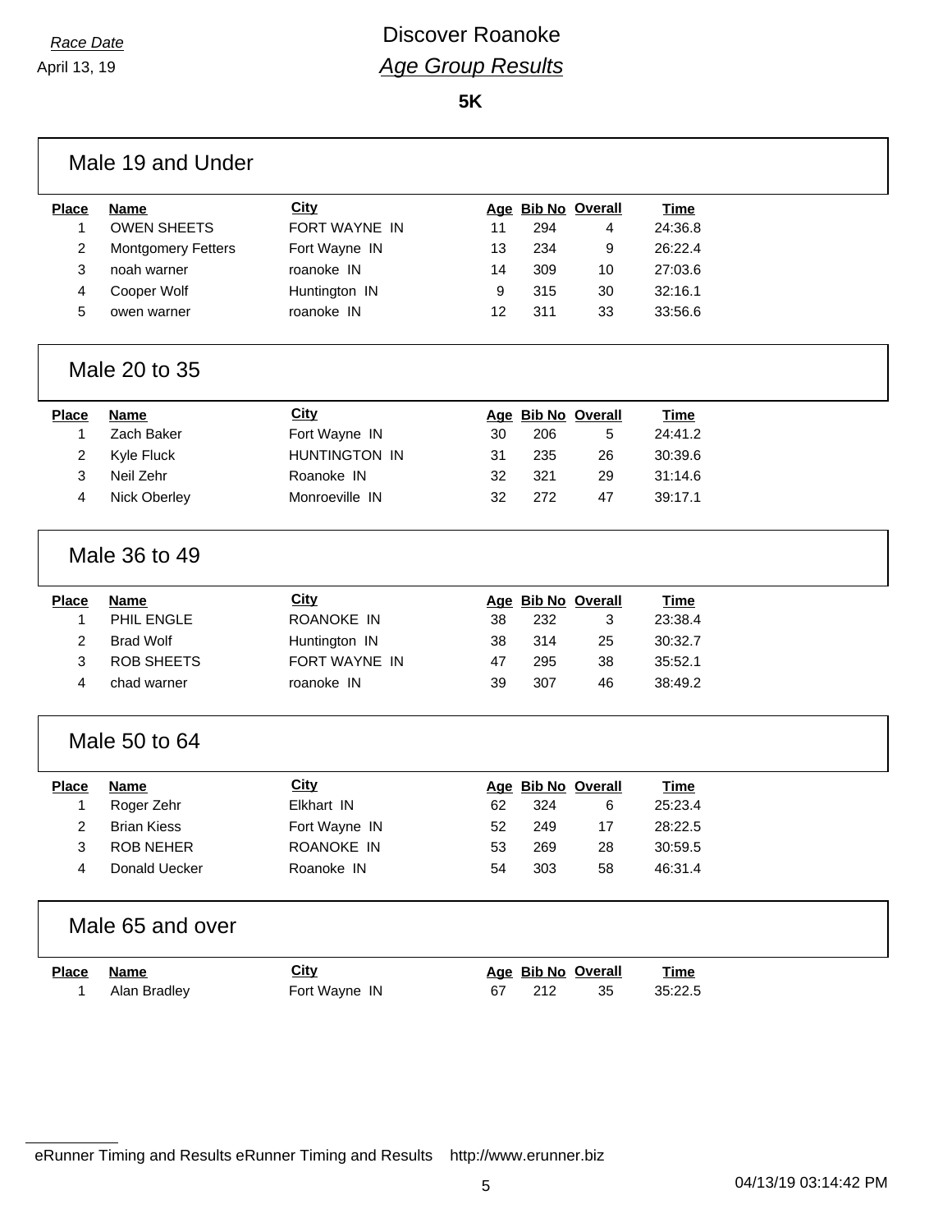*Race Date*

April 13, 19

# Discover Roanoke

## *Age Group Results*

**5K**

### Male 19 and Under

| Place | Name | City | Age | Bib No | Overall | Time |
|---|---|---|---|---|---|---|
| 1 | OWEN SHEETS | FORT WAYNE IN | 11 | 294 | 4 | 24:36.8 |
| 2 | Montgomery Fetters | Fort Wayne IN | 13 | 234 | 9 | 26:22.4 |
| 3 | noah warner | roanoke IN | 14 | 309 | 10 | 27:03.6 |
| 4 | Cooper Wolf | Huntington IN | 9 | 315 | 30 | 32:16.1 |
| 5 | owen warner | roanoke IN | 12 | 311 | 33 | 33:56.6 |

### Male 20 to 35

| Place | Name | City | Age | Bib No | Overall | Time |
|---|---|---|---|---|---|---|
| 1 | Zach Baker | Fort Wayne IN | 30 | 206 | 5 | 24:41.2 |
| 2 | Kyle Fluck | HUNTINGTON IN | 31 | 235 | 26 | 30:39.6 |
| 3 | Neil Zehr | Roanoke IN | 32 | 321 | 29 | 31:14.6 |
| 4 | Nick Oberley | Monroeville IN | 32 | 272 | 47 | 39:17.1 |

### Male 36 to 49

| Place | Name | City | Age | Bib No | Overall | Time |
|---|---|---|---|---|---|---|
| 1 | PHIL ENGLE | ROANOKE IN | 38 | 232 | 3 | 23:38.4 |
| 2 | Brad Wolf | Huntington IN | 38 | 314 | 25 | 30:32.7 |
| 3 | ROB SHEETS | FORT WAYNE IN | 47 | 295 | 38 | 35:52.1 |
| 4 | chad warner | roanoke IN | 39 | 307 | 46 | 38:49.2 |

### Male 50 to 64

| Place | Name | City | Age | Bib No | Overall | Time |
|---|---|---|---|---|---|---|
| 1 | Roger Zehr | Elkhart IN | 62 | 324 | 6 | 25:23.4 |
| 2 | Brian Kiess | Fort Wayne IN | 52 | 249 | 17 | 28:22.5 |
| 3 | ROB NEHER | ROANOKE IN | 53 | 269 | 28 | 30:59.5 |
| 4 | Donald Uecker | Roanoke IN | 54 | 303 | 58 | 46:31.4 |

### Male 65 and over

| Place | Name | City | Age | Bib No | Overall | Time |
|---|---|---|---|---|---|---|
| 1 | Alan Bradley | Fort Wayne IN | 67 | 212 | 35 | 35:22.5 |

eRunner Timing and Results eRunner Timing and Results http://www.erunner.biz

04/13/19 03:14:42 PM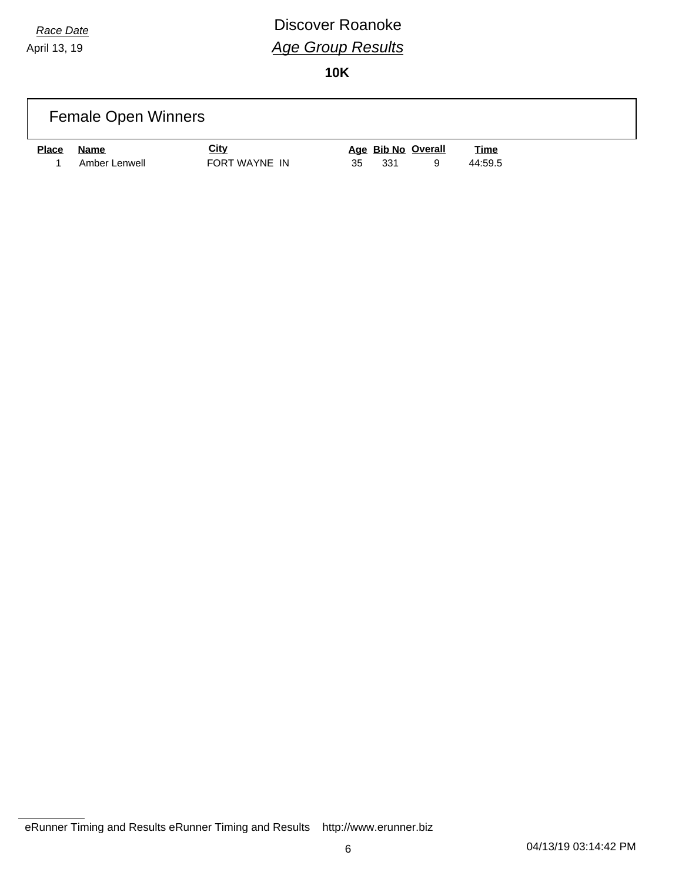*Race Date*
April 13, 19

# Discover Roanoke
## *Age Group Results*

**10K**

### Female Open Winners

| Place | Name | City | Age | Bib No | Overall | Time |
|---|---|---|---|---|---|---|
| 1 | Amber Lenwell | FORT WAYNE IN | 35 | 331 | 9 | 44:59.5 |

eRunner Timing and Results eRunner Timing and Results http://www.erunner.biz

04/13/19 03:14:42 PM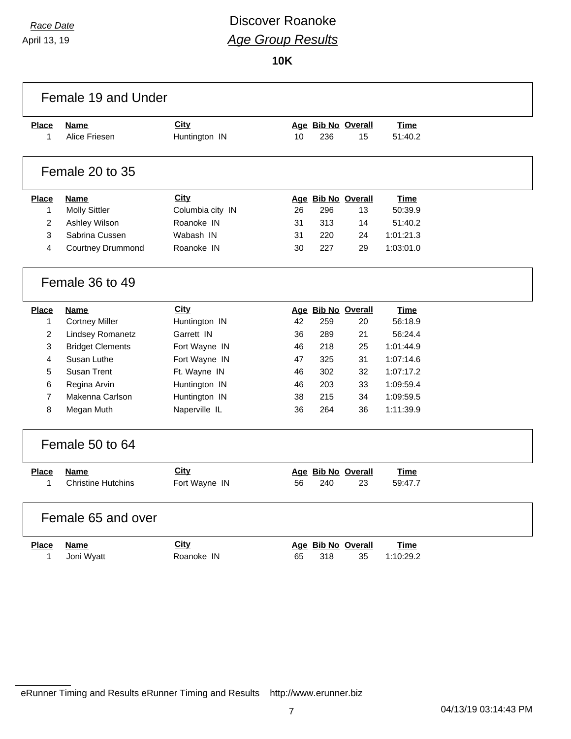*Race Date*
April 13, 19

# Discover Roanoke

## *Age Group Results*

**10K**

### Female 19 and Under

| Place | Name | City | Age | Bib No | Overall | Time |
|---|---|---|---|---|---|---|
| 1 | Alice Friesen | Huntington IN | 10 | 236 | 15 | 51:40.2 |

### Female 20 to 35

| Place | Name | City | Age | Bib No | Overall | Time |
|---|---|---|---|---|---|---|
| 1 | Molly Sittler | Columbia city IN | 26 | 296 | 13 | 50:39.9 |
| 2 | Ashley Wilson | Roanoke IN | 31 | 313 | 14 | 51:40.2 |
| 3 | Sabrina Cussen | Wabash IN | 31 | 220 | 24 | 1:01:21.3 |
| 4 | Courtney Drummond | Roanoke IN | 30 | 227 | 29 | 1:03:01.0 |

### Female 36 to 49

| Place | Name | City | Age | Bib No | Overall | Time |
|---|---|---|---|---|---|---|
| 1 | Cortney Miller | Huntington IN | 42 | 259 | 20 | 56:18.9 |
| 2 | Lindsey Romanetz | Garrett IN | 36 | 289 | 21 | 56:24.4 |
| 3 | Bridget Clements | Fort Wayne IN | 46 | 218 | 25 | 1:01:44.9 |
| 4 | Susan Luthe | Fort Wayne IN | 47 | 325 | 31 | 1:07:14.6 |
| 5 | Susan Trent | Ft. Wayne IN | 46 | 302 | 32 | 1:07:17.2 |
| 6 | Regina Arvin | Huntington IN | 46 | 203 | 33 | 1:09:59.4 |
| 7 | Makenna Carlson | Huntington IN | 38 | 215 | 34 | 1:09:59.5 |
| 8 | Megan Muth | Naperville IL | 36 | 264 | 36 | 1:11:39.9 |

### Female 50 to 64

| Place | Name | City | Age | Bib No | Overall | Time |
|---|---|---|---|---|---|---|
| 1 | Christine Hutchins | Fort Wayne IN | 56 | 240 | 23 | 59:47.7 |

### Female 65 and over

| Place | Name | City | Age | Bib No | Overall | Time |
|---|---|---|---|---|---|---|
| 1 | Joni Wyatt | Roanoke IN | 65 | 318 | 35 | 1:10:29.2 |

eRunner Timing and Results eRunner Timing and Results http://www.erunner.biz

04/13/19 03:14:43 PM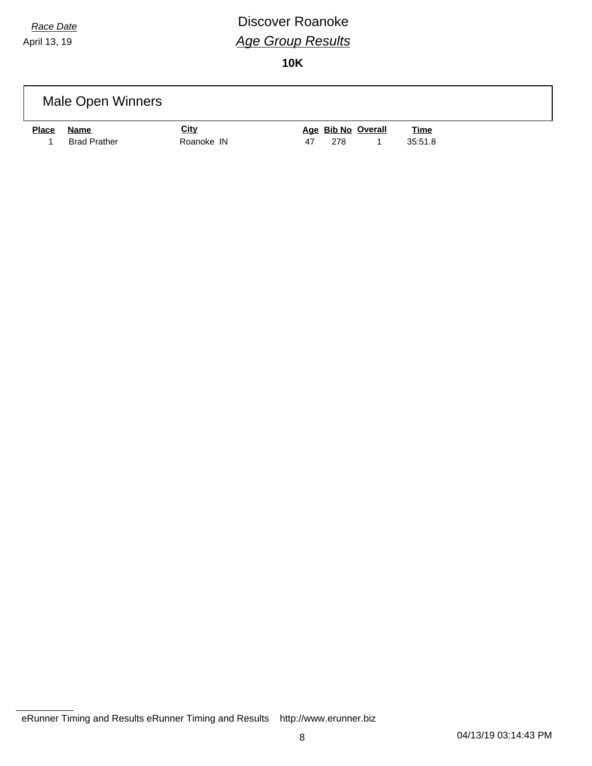*Race Date*

April 13, 19

# Discover Roanoke

## *Age Group Results*

**10K**

### Male Open Winners

| Place | Name | City | Age | Bib No | Overall | Time |
|---|---|---|---|---|---|---|
| 1 | Brad Prather | Roanoke IN | 47 | 278 | 1 | 35:51.8 |

eRunner Timing and Results eRunner Timing and Results http://www.erunner.biz

04/13/19 03:14:43 PM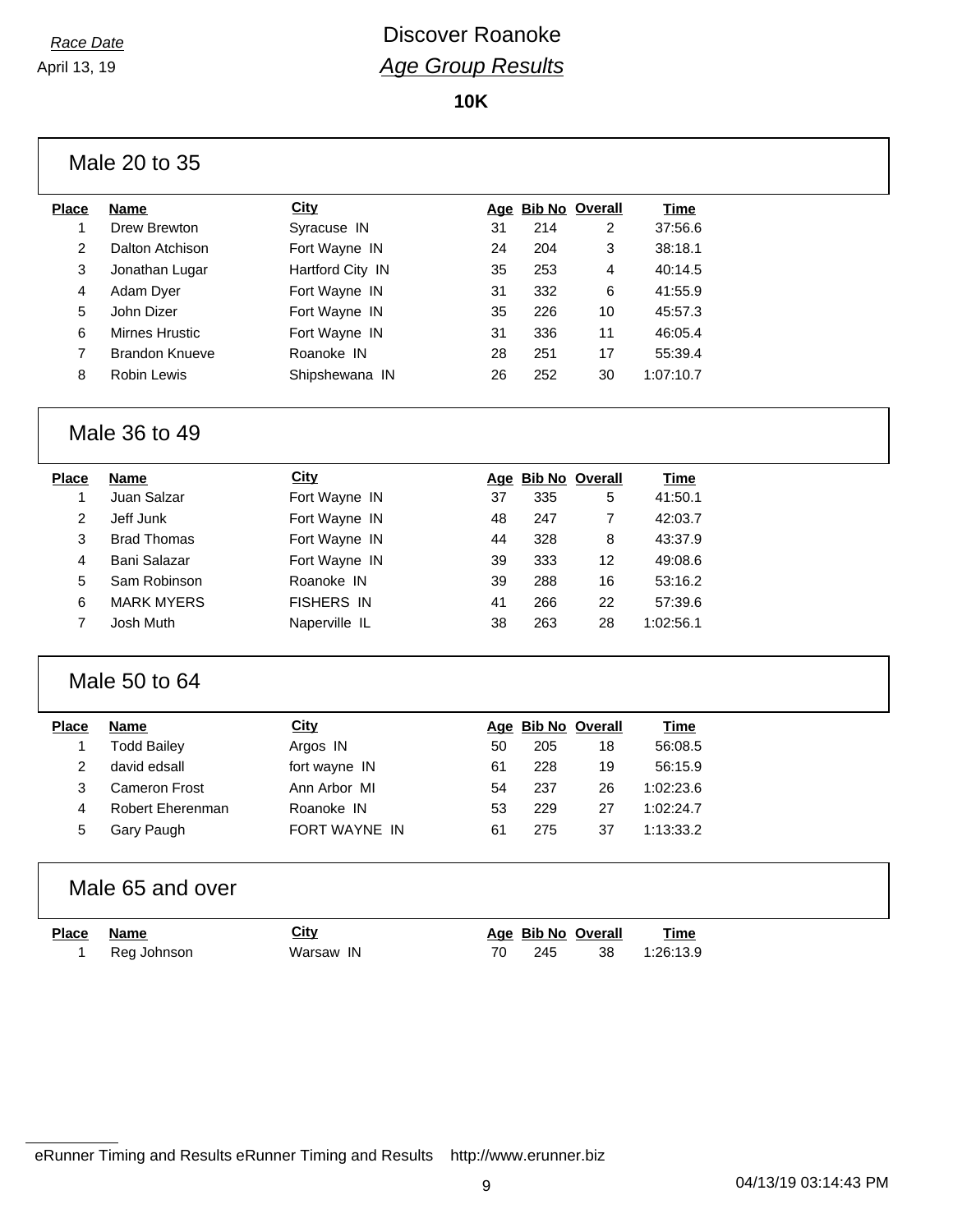*Race Date*

April 13, 19

# Discover Roanoke

## *Age Group Results*

**10K**

### Male 20 to 35

| Place | Name | City | Age | Bib No | Overall | Time |
|---|---|---|---|---|---|---|
| 1 | Drew Brewton | Syracuse IN | 31 | 214 | 2 | 37:56.6 |
| 2 | Dalton Atchison | Fort Wayne IN | 24 | 204 | 3 | 38:18.1 |
| 3 | Jonathan Lugar | Hartford City IN | 35 | 253 | 4 | 40:14.5 |
| 4 | Adam Dyer | Fort Wayne IN | 31 | 332 | 6 | 41:55.9 |
| 5 | John Dizer | Fort Wayne IN | 35 | 226 | 10 | 45:57.3 |
| 6 | Mirnes Hrustic | Fort Wayne IN | 31 | 336 | 11 | 46:05.4 |
| 7 | Brandon Knueve | Roanoke IN | 28 | 251 | 17 | 55:39.4 |
| 8 | Robin Lewis | Shipshewana IN | 26 | 252 | 30 | 1:07:10.7 |

### Male 36 to 49

| Place | Name | City | Age | Bib No | Overall | Time |
|---|---|---|---|---|---|---|
| 1 | Juan Salzar | Fort Wayne IN | 37 | 335 | 5 | 41:50.1 |
| 2 | Jeff Junk | Fort Wayne IN | 48 | 247 | 7 | 42:03.7 |
| 3 | Brad Thomas | Fort Wayne IN | 44 | 328 | 8 | 43:37.9 |
| 4 | Bani Salazar | Fort Wayne IN | 39 | 333 | 12 | 49:08.6 |
| 5 | Sam Robinson | Roanoke IN | 39 | 288 | 16 | 53:16.2 |
| 6 | MARK MYERS | FISHERS IN | 41 | 266 | 22 | 57:39.6 |
| 7 | Josh Muth | Naperville IL | 38 | 263 | 28 | 1:02:56.1 |

### Male 50 to 64

| Place | Name | City | Age | Bib No | Overall | Time |
|---|---|---|---|---|---|---|
| 1 | Todd Bailey | Argos IN | 50 | 205 | 18 | 56:08.5 |
| 2 | david edsall | fort wayne IN | 61 | 228 | 19 | 56:15.9 |
| 3 | Cameron Frost | Ann Arbor MI | 54 | 237 | 26 | 1:02:23.6 |
| 4 | Robert Eherenman | Roanoke IN | 53 | 229 | 27 | 1:02:24.7 |
| 5 | Gary Paugh | FORT WAYNE IN | 61 | 275 | 37 | 1:13:33.2 |

### Male 65 and over

| Place | Name | City | Age | Bib No | Overall | Time |
|---|---|---|---|---|---|---|
| 1 | Reg Johnson | Warsaw IN | 70 | 245 | 38 | 1:26:13.9 |

eRunner Timing and Results eRunner Timing and Results http://www.erunner.biz

04/13/19 03:14:43 PM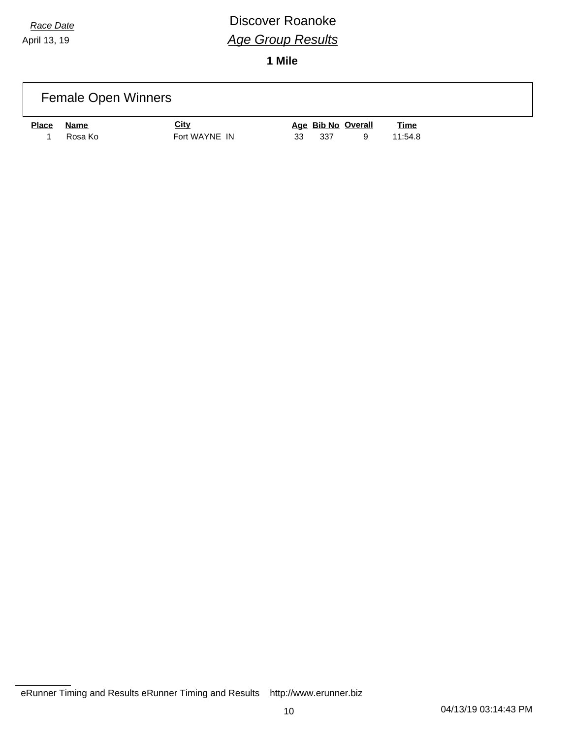*Race Date*

April 13, 19

# Discover Roanoke

## *Age Group Results*

**1 Mile**

### Female Open Winners

| Place | Name | City | Age | Bib No | Overall | Time |
|---|---|---|---|---|---|---|
| 1 | Rosa Ko | Fort WAYNE IN | 33 | 337 | 9 | 11:54.8 |

eRunner Timing and Results eRunner Timing and Results http://www.erunner.biz

04/13/19 03:14:43 PM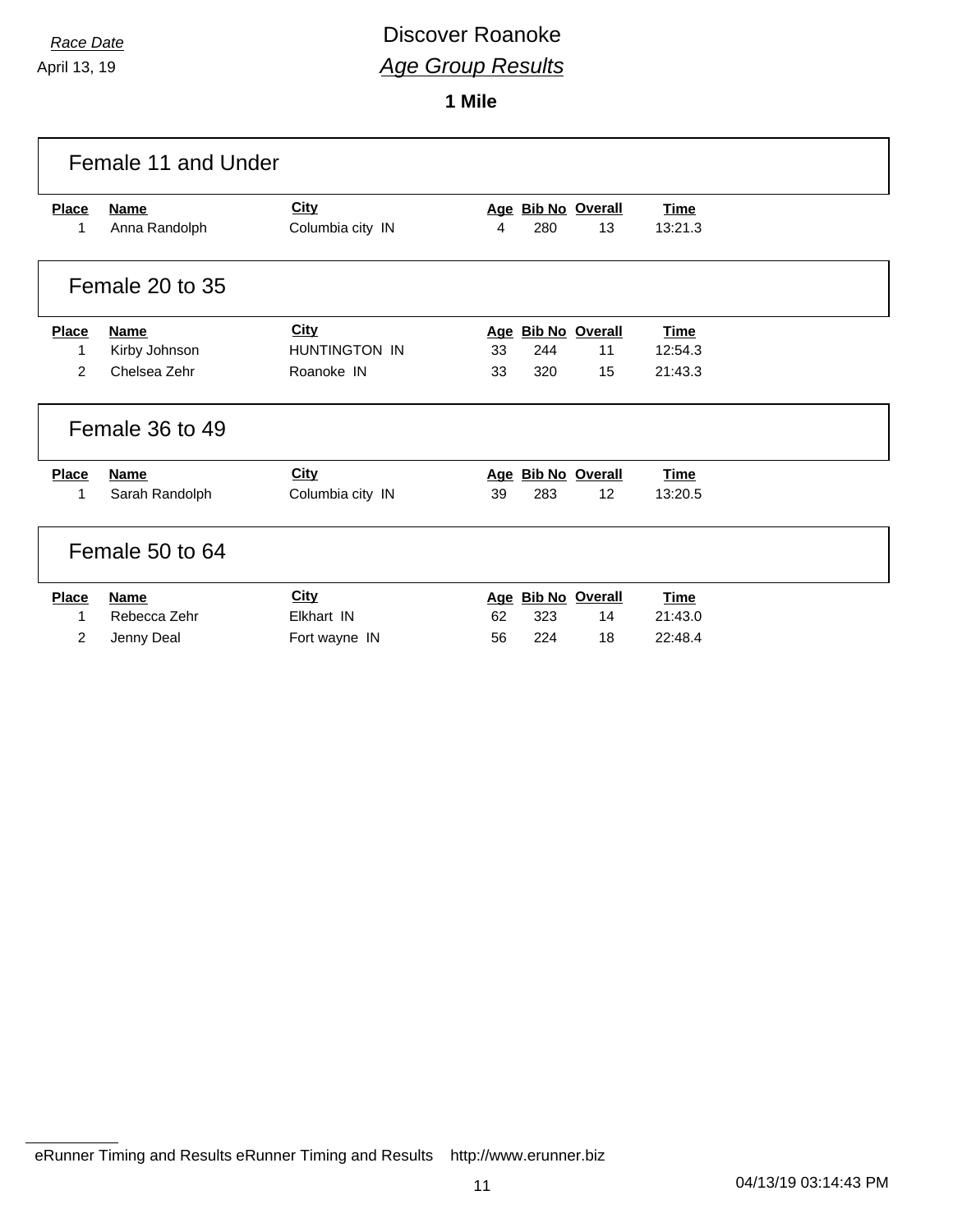*Race Date*

April 13, 19

# Discover Roanoke

## *Age Group Results*

**1 Mile**

### Female 11 and Under

| Place | Name | City | Age | Bib No | Overall | Time |
|---|---|---|---|---|---|---|
| 1 | Anna Randolph | Columbia city IN | 4 | 280 | 13 | 13:21.3 |

### Female 20 to 35

| Place | Name | City | Age | Bib No | Overall | Time |
|---|---|---|---|---|---|---|
| 1 | Kirby Johnson | HUNTINGTON IN | 33 | 244 | 11 | 12:54.3 |
| 2 | Chelsea Zehr | Roanoke IN | 33 | 320 | 15 | 21:43.3 |

### Female 36 to 49

| Place | Name | City | Age | Bib No | Overall | Time |
|---|---|---|---|---|---|---|
| 1 | Sarah Randolph | Columbia city IN | 39 | 283 | 12 | 13:20.5 |

### Female 50 to 64

| Place | Name | City | Age | Bib No | Overall | Time |
|---|---|---|---|---|---|---|
| 1 | Rebecca Zehr | Elkhart IN | 62 | 323 | 14 | 21:43.0 |
| 2 | Jenny Deal | Fort wayne IN | 56 | 224 | 18 | 22:48.4 |

eRunner Timing and Results eRunner Timing and Results http://www.erunner.biz

04/13/19 03:14:43 PM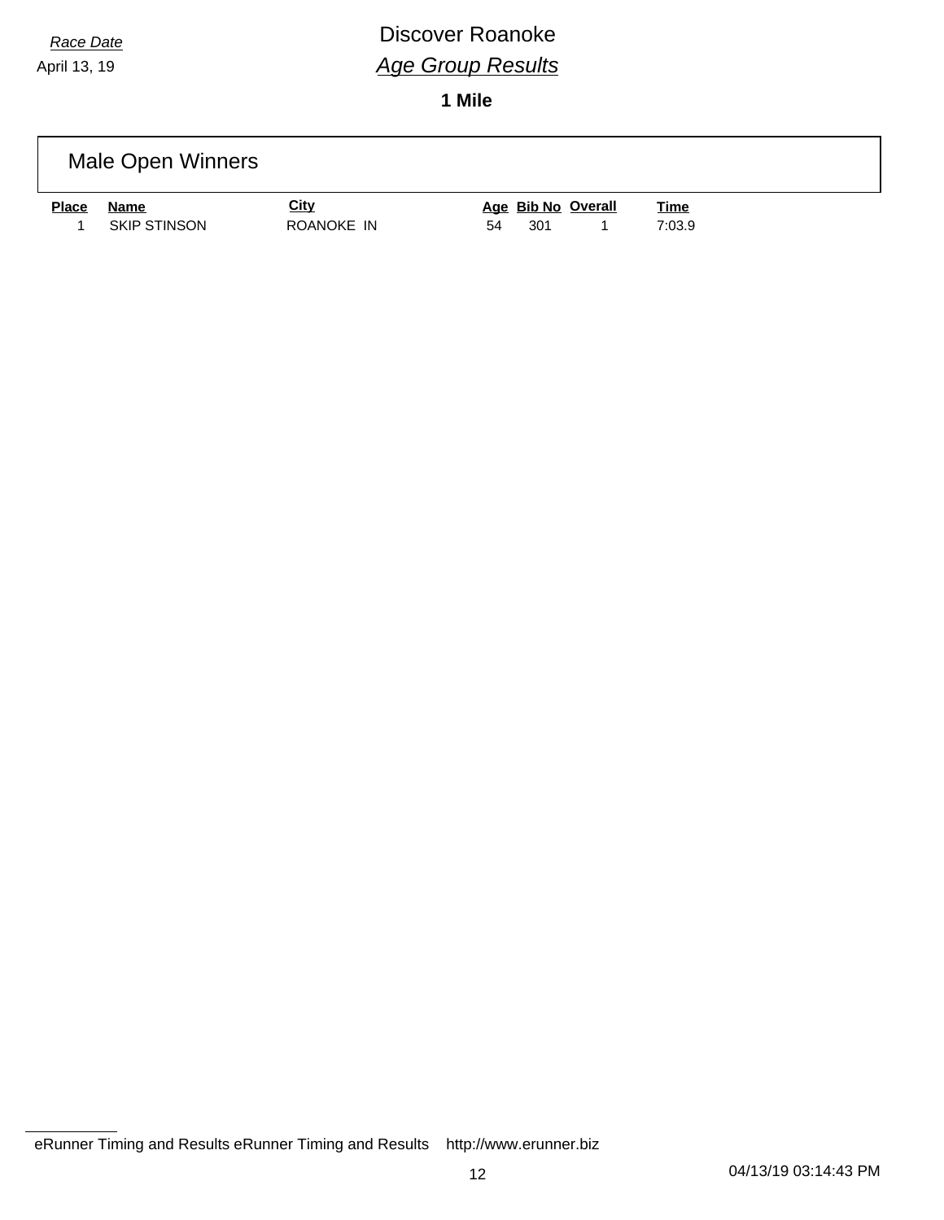*Race Date*

April 13, 19

# Discover Roanoke

## *Age Group Results*

**1 Mile**

### Male Open Winners

| Place | Name | City | Age | Bib No | Overall | Time |
|---|---|---|---|---|---|---|
| 1 | SKIP STINSON | ROANOKE IN | 54 | 301 | 1 | 7:03.9 |

eRunner Timing and Results eRunner Timing and Results http://www.erunner.biz

04/13/19 03:14:43 PM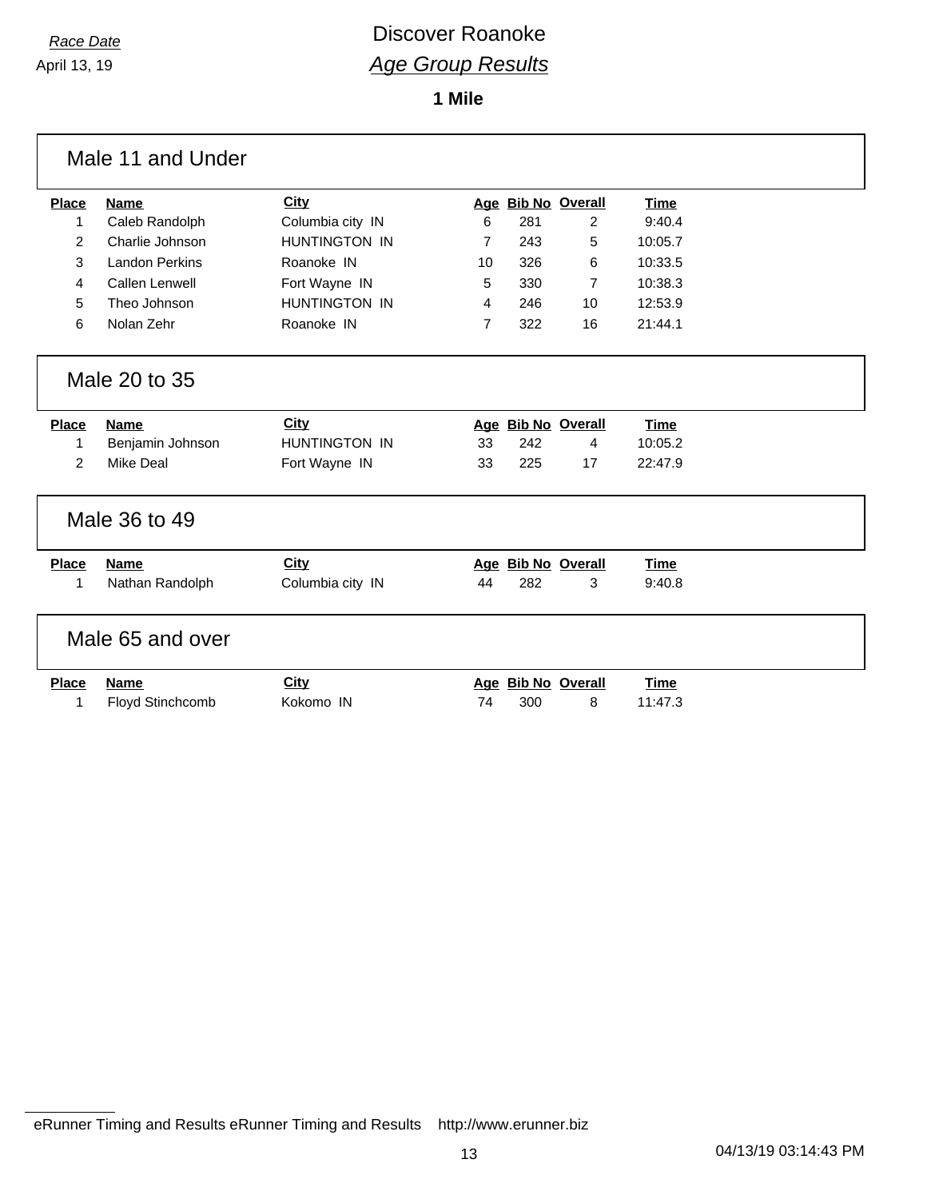*Race Date*

April 13, 19

# Discover Roanoke

## *Age Group Results*

**1 Mile**

### Male 11 and Under

| Place | Name | City | Age | Bib No | Overall | Time |
|---|---|---|---|---|---|---|
| 1 | Caleb Randolph | Columbia city IN | 6 | 281 | 2 | 9:40.4 |
| 2 | Charlie Johnson | HUNTINGTON IN | 7 | 243 | 5 | 10:05.7 |
| 3 | Landon Perkins | Roanoke IN | 10 | 326 | 6 | 10:33.5 |
| 4 | Callen Lenwell | Fort Wayne IN | 5 | 330 | 7 | 10:38.3 |
| 5 | Theo Johnson | HUNTINGTON IN | 4 | 246 | 10 | 12:53.9 |
| 6 | Nolan Zehr | Roanoke IN | 7 | 322 | 16 | 21:44.1 |

### Male 20 to 35

| Place | Name | City | Age | Bib No | Overall | Time |
|---|---|---|---|---|---|---|
| 1 | Benjamin Johnson | HUNTINGTON IN | 33 | 242 | 4 | 10:05.2 |
| 2 | Mike Deal | Fort Wayne IN | 33 | 225 | 17 | 22:47.9 |

### Male 36 to 49

| Place | Name | City | Age | Bib No | Overall | Time |
|---|---|---|---|---|---|---|
| 1 | Nathan Randolph | Columbia city IN | 44 | 282 | 3 | 9:40.8 |

### Male 65 and over

| Place | Name | City | Age | Bib No | Overall | Time |
|---|---|---|---|---|---|---|
| 1 | Floyd Stinchcomb | Kokomo IN | 74 | 300 | 8 | 11:47.3 |

eRunner Timing and Results eRunner Timing and Results http://www.erunner.biz

04/13/19 03:14:43 PM